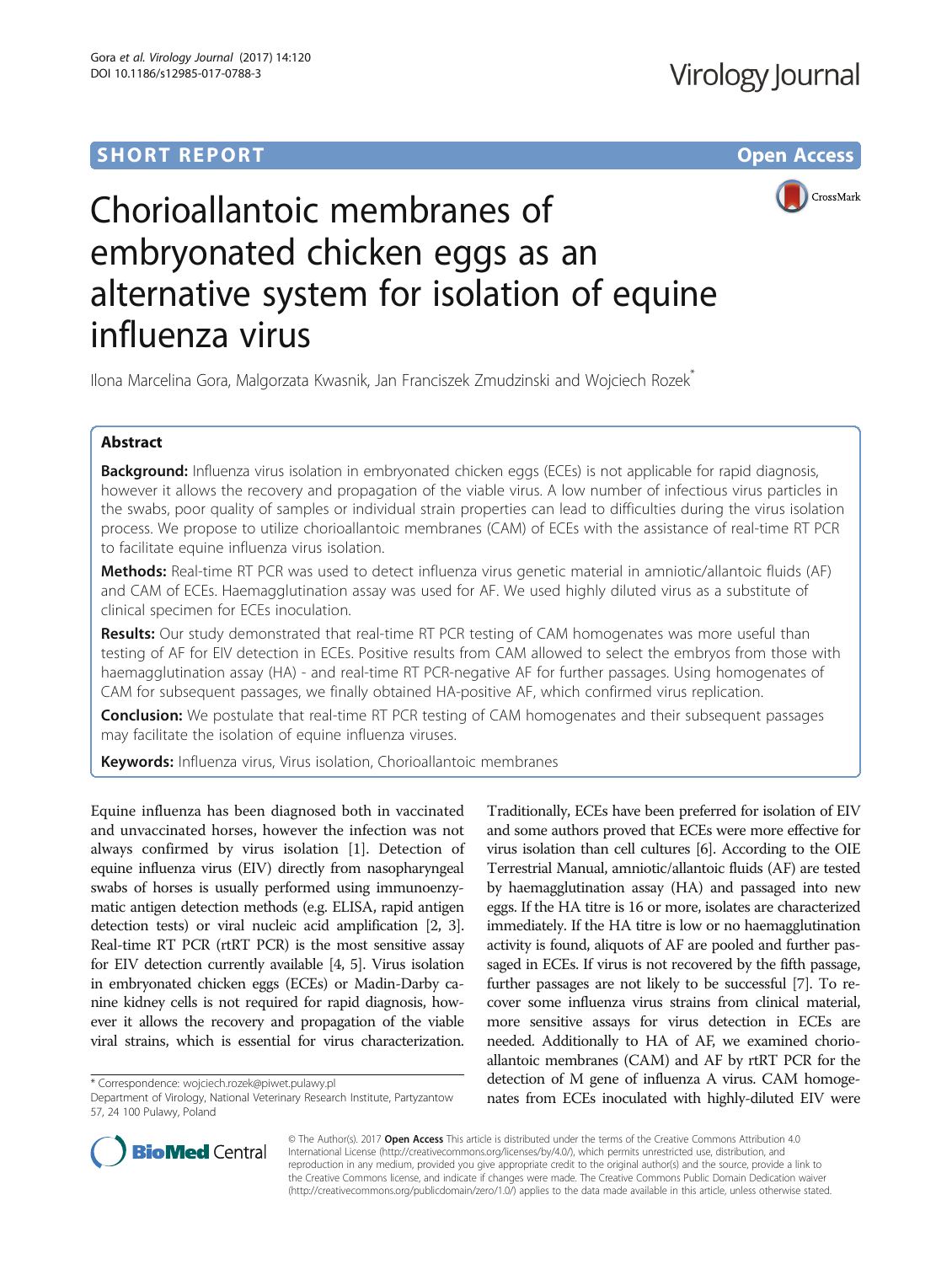SHORT REPORT

Open Access

# Chorioallantoic membranes of embryonated chicken eggs as an alternative system for isolation of equine influenza virus

Ilona Marcelina Gora, Malgorzata Kwasnik, Jan Franciszek Zmudzinski and Wojciech Rozek*

## Abstract

**Background:** Influenza virus isolation in embryonated chicken eggs (ECEs) is not applicable for rapid diagnosis, however it allows the recovery and propagation of the viable virus. A low number of infectious virus particles in the swabs, poor quality of samples or individual strain properties can lead to difficulties during the virus isolation process. We propose to utilize chorioallantoic membranes (CAM) of ECEs with the assistance of real-time RT PCR to facilitate equine influenza virus isolation.

**Methods:** Real-time RT PCR was used to detect influenza virus genetic material in amniotic/allantoic fluids (AF) and CAM of ECEs. Haemagglutination assay was used for AF. We used highly diluted virus as a substitute of clinical specimen for ECEs inoculation.

**Results:** Our study demonstrated that real-time RT PCR testing of CAM homogenates was more useful than testing of AF for EIV detection in ECEs. Positive results from CAM allowed to select the embryos from those with haemagglutination assay (HA) - and real-time RT PCR-negative AF for further passages. Using homogenates of CAM for subsequent passages, we finally obtained HA-positive AF, which confirmed virus replication.

**Conclusion:** We postulate that real-time RT PCR testing of CAM homogenates and their subsequent passages may facilitate the isolation of equine influenza viruses.

**Keywords:** Influenza virus, Virus isolation, Chorioallantoic membranes

Equine influenza has been diagnosed both in vaccinated and unvaccinated horses, however the infection was not always confirmed by virus isolation [1]. Detection of equine influenza virus (EIV) directly from nasopharyngeal swabs of horses is usually performed using immunoenzymatic antigen detection methods (e.g. ELISA, rapid antigen detection tests) or viral nucleic acid amplification [2, 3]. Real-time RT PCR (rtRT PCR) is the most sensitive assay for EIV detection currently available [4, 5]. Virus isolation in embryonated chicken eggs (ECEs) or Madin-Darby canine kidney cells is not required for rapid diagnosis, however it allows the recovery and propagation of the viable viral strains, which is essential for virus characterization. Traditionally, ECEs have been preferred for isolation of EIV and some authors proved that ECEs were more effective for virus isolation than cell cultures [6]. According to the OIE Terrestrial Manual, amniotic/allantoic fluids (AF) are tested by haemagglutination assay (HA) and passaged into new eggs. If the HA titre is 16 or more, isolates are characterized immediately. If the HA titre is low or no haemagglutination activity is found, aliquots of AF are pooled and further passaged in ECEs. If virus is not recovered by the fifth passage, further passages are not likely to be successful [7]. To recover some influenza virus strains from clinical material, more sensitive assays for virus detection in ECEs are needed. Additionally to HA of AF, we examined chorioallantoic membranes (CAM) and AF by rtRT PCR for the detection of M gene of influenza A virus. CAM homogenates from ECEs inoculated with highly-diluted EIV were

* Correspondence: wojciech.rozek@piwet.pulawy.pl
Department of Virology, National Veterinary Research Institute, Partyzantow 57, 24 100 Pulawy, Poland

© The Author(s). 2017 **Open Access** This article is distributed under the terms of the Creative Commons Attribution 4.0 International License (http://creativecommons.org/licenses/by/4.0/), which permits unrestricted use, distribution, and reproduction in any medium, provided you give appropriate credit to the original author(s) and the source, provide a link to the Creative Commons license, and indicate if changes were made. The Creative Commons Public Domain Dedication waiver (http://creativecommons.org/publicdomain/zero/1.0/) applies to the data made available in this article, unless otherwise stated.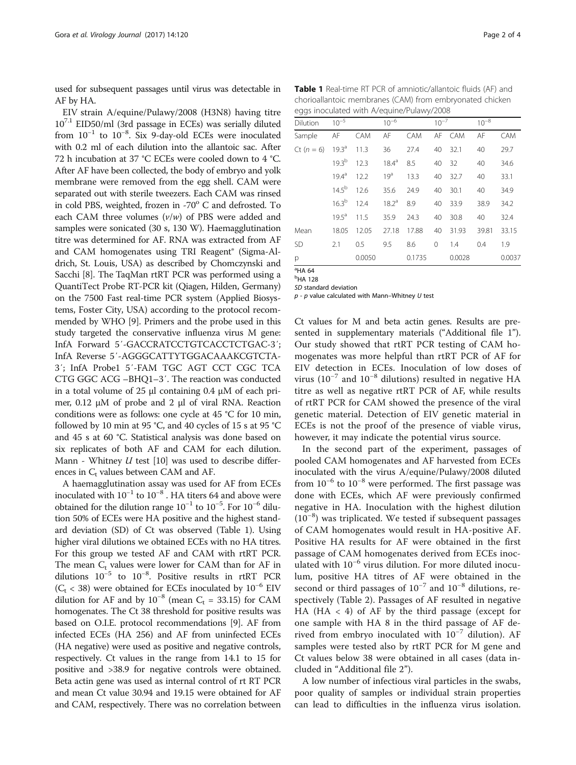used for subsequent passages until virus was detectable in AF by HA.

EIV strain A/equine/Pulawy/2008 (H3N8) having titre $10^{7.1}$ EID50/ml (3rd passage in ECEs) was serially diluted from $10^{-1}$ to $10^{-8}$. Six 9-day-old ECEs were inoculated with 0.2 ml of each dilution into the allantoic sac. After 72 h incubation at 37 °C ECEs were cooled down to 4 °C. After AF have been collected, the body of embryo and yolk membrane were removed from the egg shell. CAM were separated out with sterile tweezers. Each CAM was rinsed in cold PBS, weighted, frozen in -70° C and defrosted. To each CAM three volumes (*v/w*) of PBS were added and samples were sonicated (30 s, 130 W). Haemagglutination titre was determined for AF. RNA was extracted from AF and CAM homogenates using TRI Reagent® (Sigma-Aldrich, St. Louis, USA) as described by Chomczynski and Sacchi [8]. The TaqMan rtRT PCR was performed using a QuantiTect Probe RT-PCR kit (Qiagen, Hilden, Germany) on the 7500 Fast real-time PCR system (Applied Biosystems, Foster City, USA) according to the protocol recommended by WHO [9]. Primers and the probe used in this study targeted the conservative influenza virus M gene: InfA Forward 5′-GACCRATCCTGTCACCTCTGAC-3′; InfA Reverse 5′-AGGGCATTYTGGACAAAKCGTCTA-3′; InfA Probe1 5′-FAM TGC AGT CCT CGC TCA CTG GGC ACG –BHQ1–3′. The reaction was conducted in a total volume of 25 μl containing 0.4 μM of each primer, 0.12 μM of probe and 2 μl of viral RNA. Reaction conditions were as follows: one cycle at 45 °C for 10 min, followed by 10 min at 95 °C, and 40 cycles of 15 s at 95 °C and 45 s at 60 °C. Statistical analysis was done based on six replicates of both AF and CAM for each dilution. Mann - Whitney *U* test [10] was used to describe differences in $C_t$ values between CAM and AF.

A haemagglutination assay was used for AF from ECEs inoculated with $10^{-1}$ to $10^{-8}$. HA titers 64 and above were obtained for the dilution range $10^{-1}$ to $10^{-5}$. For $10^{-6}$ dilution 50% of ECEs were HA positive and the highest standard deviation (SD) of Ct was observed (Table 1). Using higher viral dilutions we obtained ECEs with no HA titres. For this group we tested AF and CAM with rtRT PCR. The mean $C_t$ values were lower for CAM than for AF in dilutions $10^{-5}$ to $10^{-8}$. Positive results in rtRT PCR ($C_t < 38$) were obtained for ECEs inoculated by $10^{-6}$ EIV dilution for AF and by $10^{-8}$ (mean $C_t$ = 33.15) for CAM homogenates. The Ct 38 threshold for positive results was based on O.I.E. protocol recommendations [9]. AF from infected ECEs (HA 256) and AF from uninfected ECEs (HA negative) were used as positive and negative controls, respectively. Ct values in the range from 14.1 to 15 for positive and >38.9 for negative controls were obtained. Beta actin gene was used as internal control of rt RT PCR and mean Ct value 30.94 and 19.15 were obtained for AF and CAM, respectively. There was no correlation between Ct values for M and beta actin genes. Results are presented in supplementary materials ("Additional file 1"). Our study showed that rtRT PCR testing of CAM homogenates was more helpful than rtRT PCR of AF for EIV detection in ECEs. Inoculation of low doses of virus ($10^{-7}$ and $10^{-8}$ dilutions) resulted in negative HA titre as well as negative rtRT PCR of AF, while results of rtRT PCR for CAM showed the presence of the viral genetic material. Detection of EIV genetic material in ECEs is not the proof of the presence of viable virus, however, it may indicate the potential virus source.

**Table 1** Real-time RT PCR of amniotic/allantoic fluids (AF) and chorioallantoic membranes (CAM) from embryonated chicken eggs inoculated with A/equine/Pulawy/2008

| Dilution | $10^{-5}$ | | $10^{-6}$ | | $10^{-7}$ | | $10^{-8}$ | |
|---|---|---|---|---|---|---|---|---|
| Sample | AF | CAM | AF | CAM | AF | CAM | AF | CAM |
| Ct (n = 6) | 19.3[a] | 11.3 | 36 | 27.4 | 40 | 32.1 | 40 | 29.7 |
| | 19.3[b] | 12.3 | 18.4[a] | 8.5 | 40 | 32 | 40 | 34.6 |
| | 19.4[a] | 12.2 | 19[a] | 13.3 | 40 | 32.7 | 40 | 33.1 |
| | 14.5[b] | 12.6 | 35.6 | 24.9 | 40 | 30.1 | 40 | 34.9 |
| | 16.3[b] | 12.4 | 18.2[a] | 8.9 | 40 | 33.9 | 38.9 | 34.2 |
| | 19.5[a] | 11.5 | 35.9 | 24.3 | 40 | 30.8 | 40 | 32.4 |
| Mean | 18.05 | 12.05 | 27.18 | 17.88 | 40 | 31.93 | 39.81 | 33.15 |
| SD | 2.1 | 0.5 | 9.5 | 8.6 | 0 | 1.4 | 0.4 | 1.9 |
| p | | 0.0050 | | 0.1735 | | 0.0028 | | 0.0037 |

[a]HA 64
[b]HA 128
*SD* standard deviation
*p* - *p* value calculated with Mann–Whitney *U* test

In the second part of the experiment, passages of pooled CAM homogenates and AF harvested from ECEs inoculated with the virus A/equine/Pulawy/2008 diluted from $10^{-6}$ to $10^{-8}$ were performed. The first passage was done with ECEs, which AF were previously confirmed negative in HA. Inoculation with the highest dilution ($10^{-8}$) was triplicated. We tested if subsequent passages of CAM homogenates would result in HA-positive AF. Positive HA results for AF were obtained in the first passage of CAM homogenates derived from ECEs inoculated with $10^{-6}$ virus dilution. For more diluted inoculum, positive HA titres of AF were obtained in the second or third passages of $10^{-7}$ and $10^{-8}$ dilutions, respectively (Table 2). Passages of AF resulted in negative HA (HA < 4) of AF by the third passage (except for one sample with HA 8 in the third passage of AF derived from embryo inoculated with $10^{-7}$ dilution). AF samples were tested also by rtRT PCR for M gene and Ct values below 38 were obtained in all cases (data included in "Additional file 2").

A low number of infectious viral particles in the swabs, poor quality of samples or individual strain properties can lead to difficulties in the influenza virus isolation.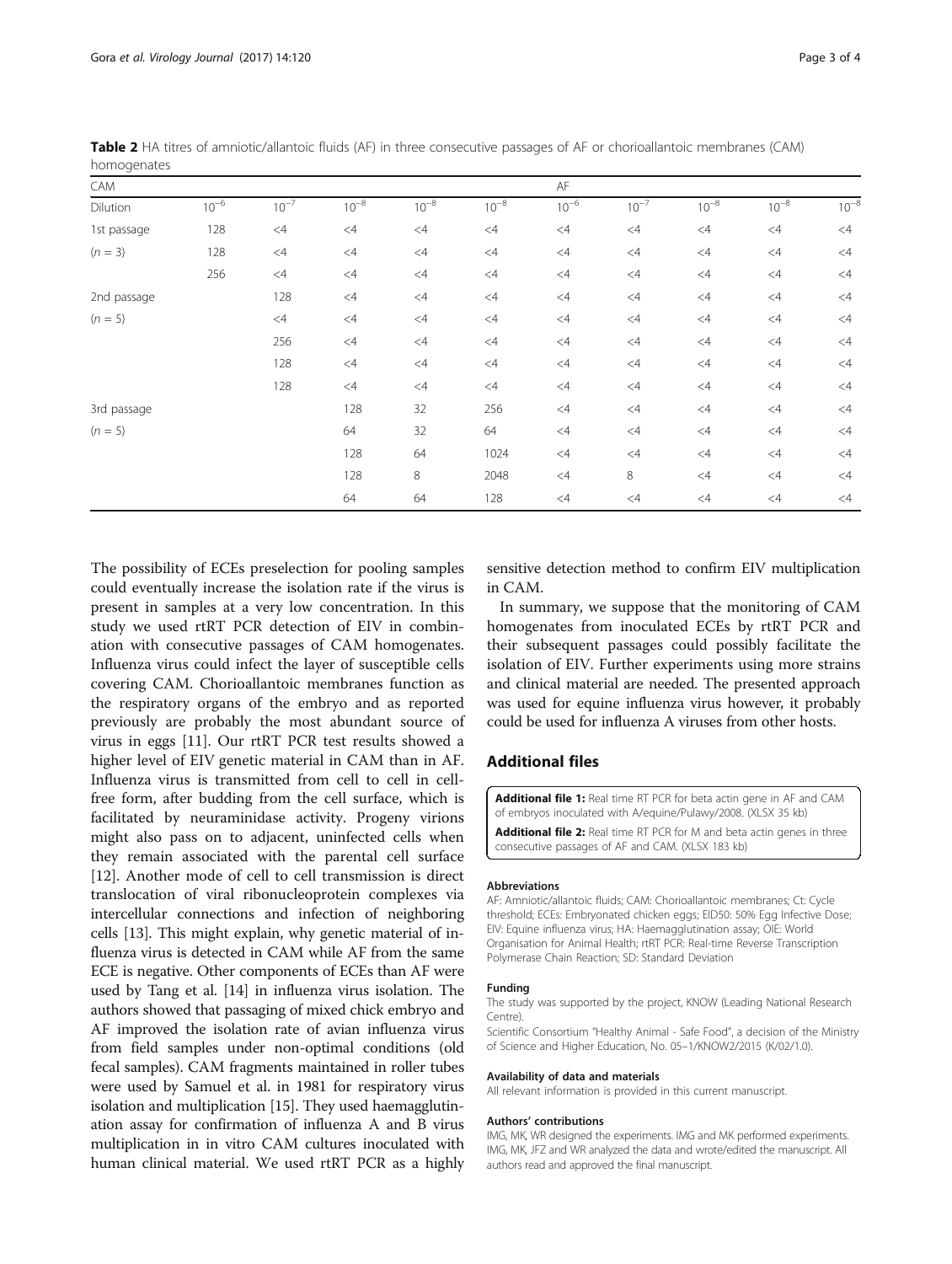**Table 2** HA titres of amniotic/allantoic fluids (AF) in three consecutive passages of AF or chorioallantoic membranes (CAM) homogenates

| CAM | | | | | | AF | | | | |
|---|---|---|---|---|---|---|---|---|---|---|
| Dilution | $10^{-6}$ | $10^{-7}$ | $10^{-8}$ | $10^{-8}$ | $10^{-8}$ | $10^{-6}$ | $10^{-7}$ | $10^{-8}$ | $10^{-8}$ | $10^{-8}$ |
| 1st passage | 128 | <4 | <4 | <4 | <4 | <4 | <4 | <4 | <4 | <4 |
| ($n = 3$) | 128 | <4 | <4 | <4 | <4 | <4 | <4 | <4 | <4 | <4 |
| | 256 | <4 | <4 | <4 | <4 | <4 | <4 | <4 | <4 | <4 |
| 2nd passage | | 128 | <4 | <4 | <4 | <4 | <4 | <4 | <4 | <4 |
| ($n = 5$) | | <4 | <4 | <4 | <4 | <4 | <4 | <4 | <4 | <4 |
| | | 256 | <4 | <4 | <4 | <4 | <4 | <4 | <4 | <4 |
| | | 128 | <4 | <4 | <4 | <4 | <4 | <4 | <4 | <4 |
| | | 128 | <4 | <4 | <4 | <4 | <4 | <4 | <4 | <4 |
| 3rd passage | | | 128 | 32 | 256 | <4 | <4 | <4 | <4 | <4 |
| ($n = 5$) | | | 64 | 32 | 64 | <4 | <4 | <4 | <4 | <4 |
| | | | 128 | 64 | 1024 | <4 | <4 | <4 | <4 | <4 |
| | | | 128 | 8 | 2048 | <4 | 8 | <4 | <4 | <4 |
| | | | 64 | 64 | 128 | <4 | <4 | <4 | <4 | <4 |

The possibility of ECEs preselection for pooling samples could eventually increase the isolation rate if the virus is present in samples at a very low concentration. In this study we used rtRT PCR detection of EIV in combination with consecutive passages of CAM homogenates. Influenza virus could infect the layer of susceptible cells covering CAM. Chorioallantoic membranes function as the respiratory organs of the embryo and as reported previously are probably the most abundant source of virus in eggs [11]. Our rtRT PCR test results showed a higher level of EIV genetic material in CAM than in AF. Influenza virus is transmitted from cell to cell in cell-free form, after budding from the cell surface, which is facilitated by neuraminidase activity. Progeny virions might also pass on to adjacent, uninfected cells when they remain associated with the parental cell surface [12]. Another mode of cell to cell transmission is direct translocation of viral ribonucleoprotein complexes via intercellular connections and infection of neighboring cells [13]. This might explain, why genetic material of influenza virus is detected in CAM while AF from the same ECE is negative. Other components of ECEs than AF were used by Tang et al. [14] in influenza virus isolation. The authors showed that passaging of mixed chick embryo and AF improved the isolation rate of avian influenza virus from field samples under non-optimal conditions (old fecal samples). CAM fragments maintained in roller tubes were used by Samuel et al. in 1981 for respiratory virus isolation and multiplication [15]. They used haemagglutination assay for confirmation of influenza A and B virus multiplication in in vitro CAM cultures inoculated with human clinical material. We used rtRT PCR as a highly sensitive detection method to confirm EIV multiplication in CAM.

In summary, we suppose that the monitoring of CAM homogenates from inoculated ECEs by rtRT PCR and their subsequent passages could possibly facilitate the isolation of EIV. Further experiments using more strains and clinical material are needed. The presented approach was used for equine influenza virus however, it probably could be used for influenza A viruses from other hosts.

## Additional files

**Additional file 1:** Real time RT PCR for beta actin gene in AF and CAM of embryos inoculated with A/equine/Pulawy/2008. (XLSX 35 kb)

**Additional file 2:** Real time RT PCR for M and beta actin genes in three consecutive passages of AF and CAM. (XLSX 183 kb)

#### Abbreviations

AF: Amniotic/allantoic fluids; CAM: Chorioallantoic membranes; Ct: Cycle threshold; ECEs: Embryonated chicken eggs; EID50: 50% Egg Infective Dose; EIV: Equine influenza virus; HA: Haemagglutination assay; OIE: World Organisation for Animal Health; rtRT PCR: Real-time Reverse Transcription Polymerase Chain Reaction; SD: Standard Deviation

#### Funding

The study was supported by the project, KNOW (Leading National Research Centre).

Scientific Consortium "Healthy Animal - Safe Food", a decision of the Ministry of Science and Higher Education, No. 05–1/KNOW2/2015 (K/02/1.0).

#### Availability of data and materials

All relevant information is provided in this current manuscript.

#### Authors' contributions

IMG, MK, WR designed the experiments. IMG and MK performed experiments. IMG, MK, JFZ and WR analyzed the data and wrote/edited the manuscript. All authors read and approved the final manuscript.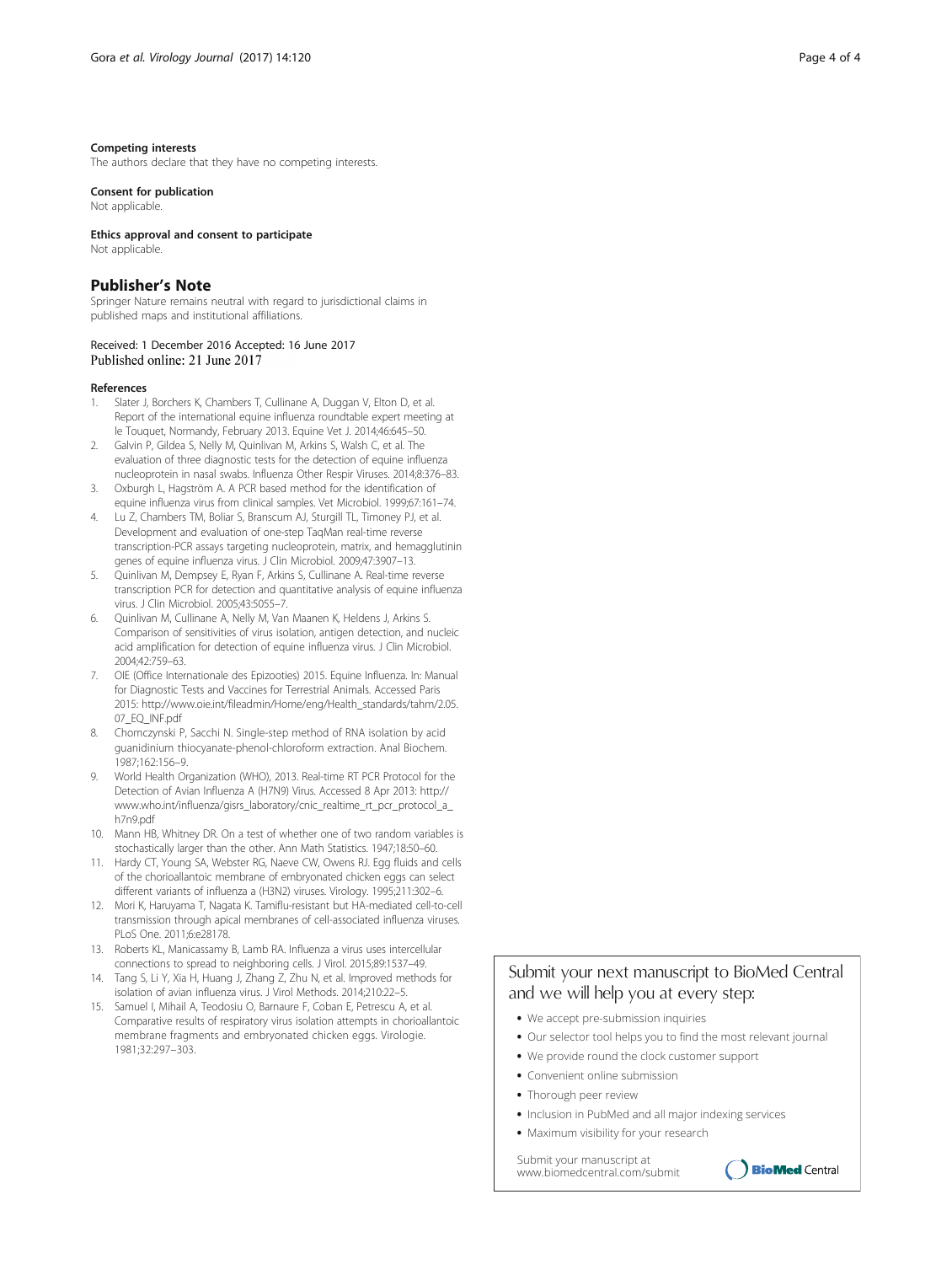### Competing interests

The authors declare that they have no competing interests.

### Consent for publication

Not applicable.

### Ethics approval and consent to participate

Not applicable.

## Publisher's Note

Springer Nature remains neutral with regard to jurisdictional claims in published maps and institutional affiliations.

Received: 1 December 2016 Accepted: 16 June 2017
Published online: 21 June 2017

### References

1. Slater J, Borchers K, Chambers T, Cullinane A, Duggan V, Elton D, et al. Report of the international equine influenza roundtable expert meeting at le Touquet, Normandy, February 2013. Equine Vet J. 2014;46:645–50.
2. Galvin P, Gildea S, Nelly M, Quinlivan M, Arkins S, Walsh C, et al. The evaluation of three diagnostic tests for the detection of equine influenza nucleoprotein in nasal swabs. Influenza Other Respir Viruses. 2014;8:376–83.
3. Oxburgh L, Hagström A. A PCR based method for the identification of equine influenza virus from clinical samples. Vet Microbiol. 1999;67:161–74.
4. Lu Z, Chambers TM, Boliar S, Branscum AJ, Sturgill TL, Timoney PJ, et al. Development and evaluation of one-step TaqMan real-time reverse transcription-PCR assays targeting nucleoprotein, matrix, and hemagglutinin genes of equine influenza virus. J Clin Microbiol. 2009;47:3907–13.
5. Quinlivan M, Dempsey E, Ryan F, Arkins S, Cullinane A. Real-time reverse transcription PCR for detection and quantitative analysis of equine influenza virus. J Clin Microbiol. 2005;43:5055–7.
6. Quinlivan M, Cullinane A, Nelly M, Van Maanen K, Heldens J, Arkins S. Comparison of sensitivities of virus isolation, antigen detection, and nucleic acid amplification for detection of equine influenza virus. J Clin Microbiol. 2004;42:759–63.
7. OIE (Office Internationale des Epizooties) 2015. Equine Influenza. In: Manual for Diagnostic Tests and Vaccines for Terrestrial Animals. Accessed Paris 2015: http://www.oie.int/fileadmin/Home/eng/Health_standards/tahm/2.05.07_EQ_INF.pdf
8. Chomczynski P, Sacchi N. Single-step method of RNA isolation by acid guanidinium thiocyanate-phenol-chloroform extraction. Anal Biochem. 1987;162:156–9.
9. World Health Organization (WHO), 2013. Real-time RT PCR Protocol for the Detection of Avian Influenza A (H7N9) Virus. Accessed 8 Apr 2013: http://www.who.int/influenza/gisrs_laboratory/cnic_realtime_rt_pcr_protocol_a_h7n9.pdf
10. Mann HB, Whitney DR. On a test of whether one of two random variables is stochastically larger than the other. Ann Math Statistics. 1947;18:50–60.
11. Hardy CT, Young SA, Webster RG, Naeve CW, Owens RJ. Egg fluids and cells of the chorioallantoic membrane of embryonated chicken eggs can select different variants of influenza a (H3N2) viruses. Virology. 1995;211:302–6.
12. Mori K, Haruyama T, Nagata K. Tamiflu-resistant but HA-mediated cell-to-cell transmission through apical membranes of cell-associated influenza viruses. PLoS One. 2011;6:e28178.
13. Roberts KL, Manicassamy B, Lamb RA. Influenza a virus uses intercellular connections to spread to neighboring cells. J Virol. 2015;89:1537–49.
14. Tang S, Li Y, Xia H, Huang J, Zhang Z, Zhu N, et al. Improved methods for isolation of avian influenza virus. J Virol Methods. 2014;210:22–5.
15. Samuel I, Mihail A, Teodosiu O, Barnaure F, Coban E, Petrescu A, et al. Comparative results of respiratory virus isolation attempts in chorioallantoic membrane fragments and embryonated chicken eggs. Virologie. 1981;32:297–303.

Submit your next manuscript to BioMed Central and we will help you at every step:

- We accept pre-submission inquiries
- Our selector tool helps you to find the most relevant journal
- We provide round the clock customer support
- Convenient online submission
- Thorough peer review
- Inclusion in PubMed and all major indexing services
- Maximum visibility for your research

Submit your manuscript at
www.biomedcentral.com/submit

BioMed Central